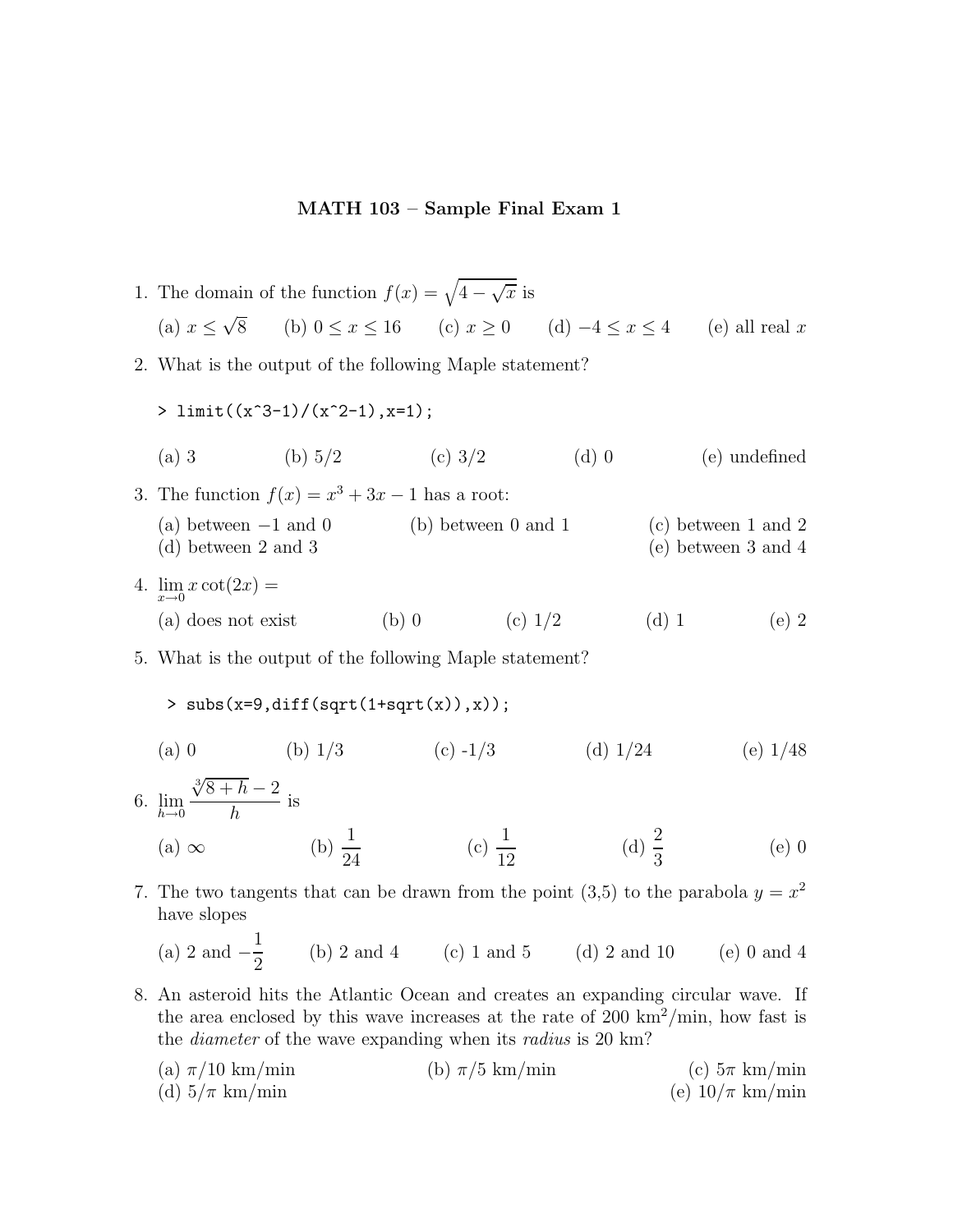# MATH 103 – Sample Final Exam 1

1. The domain of the function $f(x) = \sqrt{4 - \sqrt{x}}$ is

   (a) $x \leq \sqrt{8}$ (b) $0 \leq x \leq 16$ (c) $x \geq 0$ (d) $-4 \leq x \leq 4$ (e) all real $x$

2. What is the output of the following Maple statement?

   ```
   > limit((x^3-1)/(x^2-1),x=1);
   ```

   (a) 3 (b) 5/2 (c) 3/2 (d) 0 (e) undefined

3. The function $f(x) = x^3 + 3x - 1$ has a root:

   (a) between $-1$ and 0 (b) between 0 and 1 (c) between 1 and 2
   (d) between 2 and 3 (e) between 3 and 4

4. $\lim_{x \to 0} x \cot(2x) =$

   (a) does not exist (b) 0 (c) 1/2 (d) 1 (e) 2

5. What is the output of the following Maple statement?

   ```
   > subs(x=9,diff(sqrt(1+sqrt(x)),x));
   ```

   (a) 0 (b) 1/3 (c) -1/3 (d) 1/24 (e) 1/48

6. $\lim_{h \to 0} \dfrac{\sqrt[3]{8+h} - 2}{h}$ is

   (a) $\infty$ (b) $\dfrac{1}{24}$ (c) $\dfrac{1}{12}$ (d) $\dfrac{2}{3}$ (e) 0

7. The two tangents that can be drawn from the point (3,5) to the parabola $y = x^2$ have slopes

   (a) 2 and $-\dfrac{1}{2}$ (b) 2 and 4 (c) 1 and 5 (d) 2 and 10 (e) 0 and 4

8. An asteroid hits the Atlantic Ocean and creates an expanding circular wave. If the area enclosed by this wave increases at the rate of 200 $\text{km}^2$/min, how fast is the *diameter* of the wave expanding when its *radius* is 20 km?

   (a) $\pi/10$ km/min (b) $\pi/5$ km/min (c) $5\pi$ km/min
   (d) $5/\pi$ km/min (e) $10/\pi$ km/min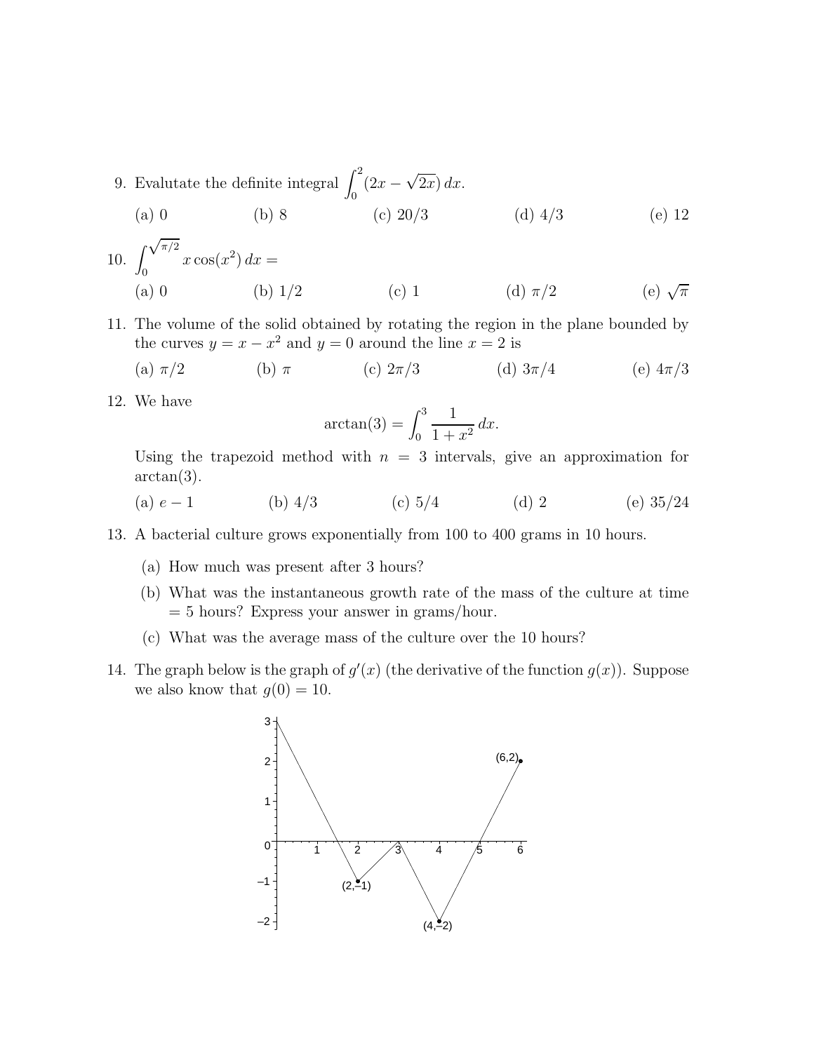9. Evalutate the definite integral $\int_0^2 (2x - \sqrt{2x})\, dx$.

   (a) 0 (b) 8 (c) 20/3 (d) 4/3 (e) 12

10. $\int_0^{\sqrt{\pi/2}} x \cos(x^2)\, dx =$

    (a) 0 (b) 1/2 (c) 1 (d) $\pi/2$ (e) $\sqrt{\pi}$

11. The volume of the solid obtained by rotating the region in the plane bounded by the curves $y = x - x^2$ and $y = 0$ around the line $x = 2$ is

    (a) $\pi/2$ (b) $\pi$ (c) $2\pi/3$ (d) $3\pi/4$ (e) $4\pi/3$

12. We have
    $$\arctan(3) = \int_0^3 \frac{1}{1+x^2}\, dx.$$
    Using the trapezoid method with $n = 3$ intervals, give an approximation for $\arctan(3)$.

    (a) $e - 1$ (b) 4/3 (c) 5/4 (d) 2 (e) 35/24

13. A bacterial culture grows exponentially from 100 to 400 grams in 10 hours.

    (a) How much was present after 3 hours?

    (b) What was the instantaneous growth rate of the mass of the culture at time = 5 hours? Express your answer in grams/hour.

    (c) What was the average mass of the culture over the 10 hours?

14. The graph below is the graph of $g'(x)$ (the derivative of the function $g(x)$). Suppose we also know that $g(0) = 10$.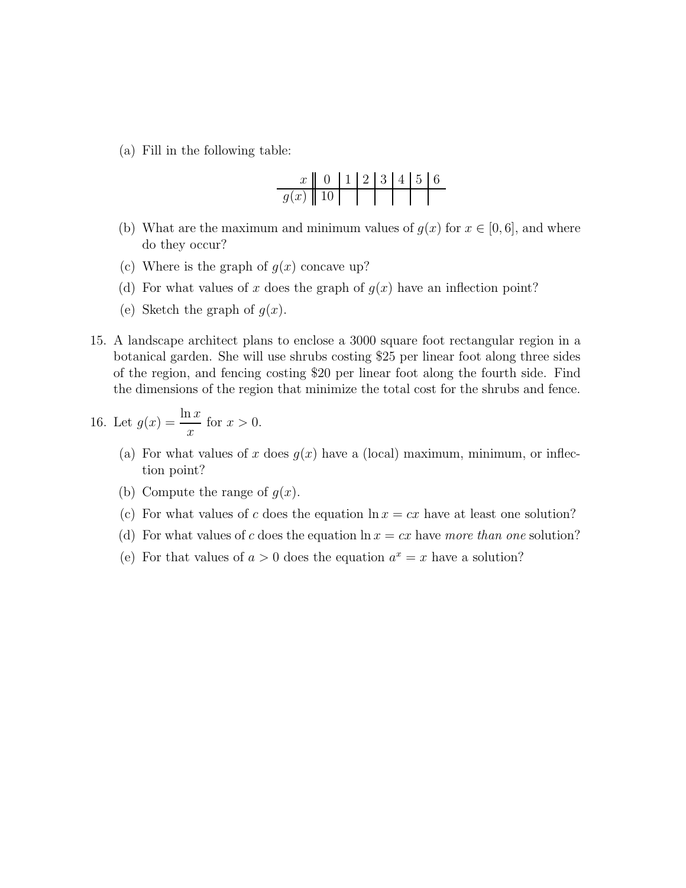(a) Fill in the following table:

| $x$ | 0 | 1 | 2 | 3 | 4 | 5 | 6 |
|---|---|---|---|---|---|---|---|
| $g(x)$ | 10 | | | | | | |

(b) What are the maximum and minimum values of $g(x)$ for $x \in [0, 6]$, and where do they occur?

(c) Where is the graph of $g(x)$ concave up?

(d) For what values of $x$ does the graph of $g(x)$ have an inflection point?

(e) Sketch the graph of $g(x)$.

15. A landscape architect plans to enclose a 3000 square foot rectangular region in a botanical garden. She will use shrubs costing \$25 per linear foot along three sides of the region, and fencing costing \$20 per linear foot along the fourth side. Find the dimensions of the region that minimize the total cost for the shrubs and fence.

16. Let $g(x) = \dfrac{\ln x}{x}$ for $x > 0$.

    (a) For what values of $x$ does $g(x)$ have a (local) maximum, minimum, or inflection point?

    (b) Compute the range of $g(x)$.

    (c) For what values of $c$ does the equation $\ln x = cx$ have at least one solution?

    (d) For what values of $c$ does the equation $\ln x = cx$ have *more than one* solution?

    (e) For that values of $a > 0$ does the equation $a^x = x$ have a solution?